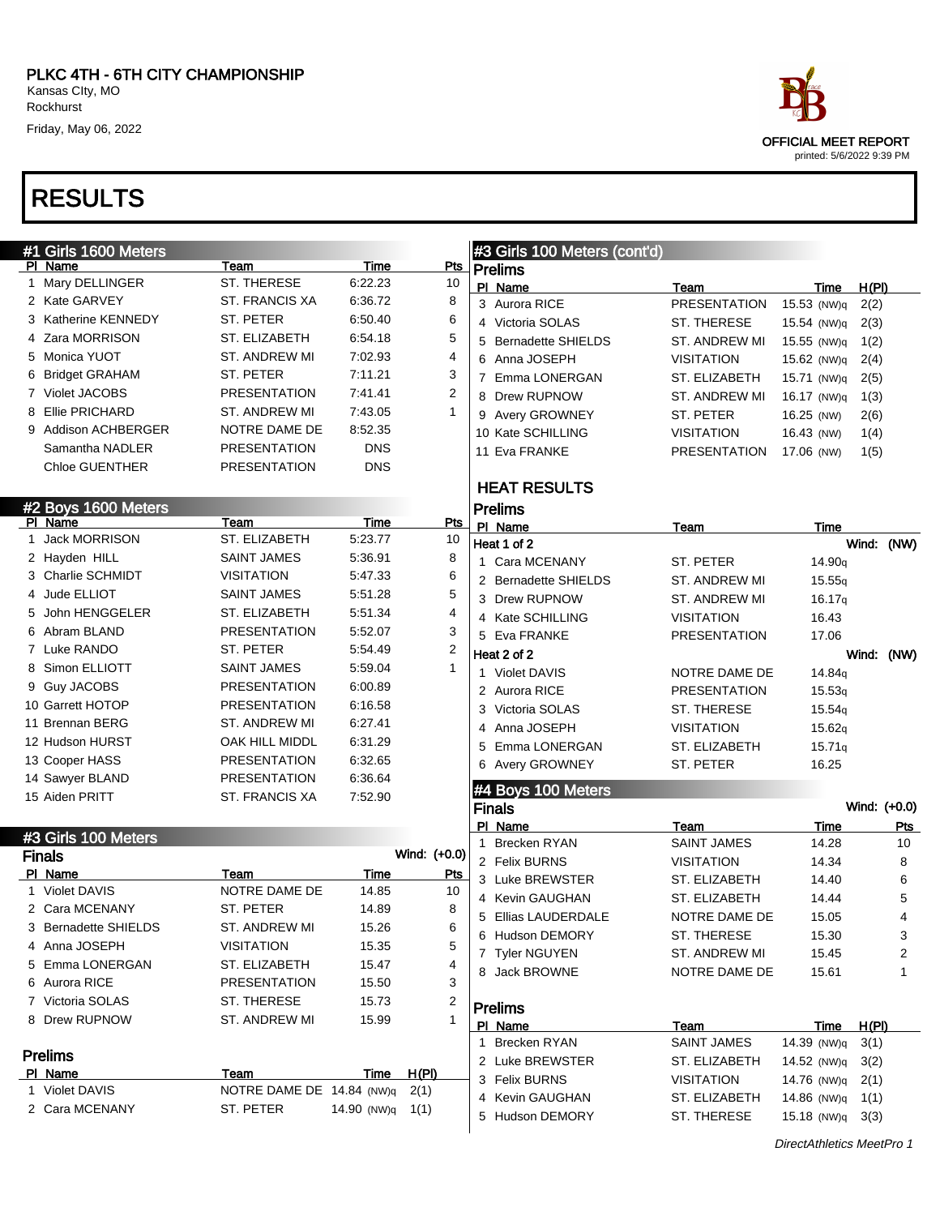# PLKC 4TH - 6TH CITY CHAMPIONSHIP

Kansas CIty, MO
Rockhurst
Friday, May 06, 2022

OFFICIAL MEET REPORT
printed: 5/6/2022 9:39 PM

# RESULTS

## #1 Girls 1600 Meters

| Pl | Name | Team | Time | Pts |
|---|---|---|---|---|
| 1 | Mary DELLINGER | ST. THERESE | 6:22.23 | 10 |
| 2 | Kate GARVEY | ST. FRANCIS XA | 6:36.72 | 8 |
| 3 | Katherine KENNEDY | ST. PETER | 6:50.40 | 6 |
| 4 | Zara MORRISON | ST. ELIZABETH | 6:54.18 | 5 |
| 5 | Monica YUOT | ST. ANDREW MI | 7:02.93 | 4 |
| 6 | Bridget GRAHAM | ST. PETER | 7:11.21 | 3 |
| 7 | Violet JACOBS | PRESENTATION | 7:41.41 | 2 |
| 8 | Ellie PRICHARD | ST. ANDREW MI | 7:43.05 | 1 |
| 9 | Addison ACHBERGER | NOTRE DAME DE | 8:52.35 | |
| | Samantha NADLER | PRESENTATION | DNS | |
| | Chloe GUENTHER | PRESENTATION | DNS | |

## #2 Boys 1600 Meters

| Pl | Name | Team | Time | Pts |
|---|---|---|---|---|
| 1 | Jack MORRISON | ST. ELIZABETH | 5:23.77 | 10 |
| 2 | Hayden HILL | SAINT JAMES | 5:36.91 | 8 |
| 3 | Charlie SCHMIDT | VISITATION | 5:47.33 | 6 |
| 4 | Jude ELLIOT | SAINT JAMES | 5:51.28 | 5 |
| 5 | John HENGGELER | ST. ELIZABETH | 5:51.34 | 4 |
| 6 | Abram BLAND | PRESENTATION | 5:52.07 | 3 |
| 7 | Luke RANDO | ST. PETER | 5:54.49 | 2 |
| 8 | Simon ELLIOTT | SAINT JAMES | 5:59.04 | 1 |
| 9 | Guy JACOBS | PRESENTATION | 6:00.89 | |
| 10 | Garrett HOTOP | PRESENTATION | 6:16.58 | |
| 11 | Brennan BERG | ST. ANDREW MI | 6:27.41 | |
| 12 | Hudson HURST | OAK HILL MIDDL | 6:31.29 | |
| 13 | Cooper HASS | PRESENTATION | 6:32.65 | |
| 14 | Sawyer BLAND | PRESENTATION | 6:36.64 | |
| 15 | Aiden PRITT | ST. FRANCIS XA | 7:52.90 | |

## #3 Girls 100 Meters

### Finals

Wind: (+0.0)

| Pl | Name | Team | Time | Pts |
|---|---|---|---|---|
| 1 | Violet DAVIS | NOTRE DAME DE | 14.85 | 10 |
| 2 | Cara MCENANY | ST. PETER | 14.89 | 8 |
| 3 | Bernadette SHIELDS | ST. ANDREW MI | 15.26 | 6 |
| 4 | Anna JOSEPH | VISITATION | 15.35 | 5 |
| 5 | Emma LONERGAN | ST. ELIZABETH | 15.47 | 4 |
| 6 | Aurora RICE | PRESENTATION | 15.50 | 3 |
| 7 | Victoria SOLAS | ST. THERESE | 15.73 | 2 |
| 8 | Drew RUPNOW | ST. ANDREW MI | 15.99 | 1 |

### Prelims

| Pl | Name | Team | Time | H(Pl) |
|---|---|---|---|---|
| 1 | Violet DAVIS | NOTRE DAME DE | 14.84 (NW)q | 2(1) |
| 2 | Cara MCENANY | ST. PETER | 14.90 (NW)q | 1(1) |
| 3 | Aurora RICE | PRESENTATION | 15.53 (NW)q | 2(2) |
| 4 | Victoria SOLAS | ST. THERESE | 15.54 (NW)q | 2(3) |
| 5 | Bernadette SHIELDS | ST. ANDREW MI | 15.55 (NW)q | 1(2) |
| 6 | Anna JOSEPH | VISITATION | 15.62 (NW)q | 2(4) |
| 7 | Emma LONERGAN | ST. ELIZABETH | 15.71 (NW)q | 2(5) |
| 8 | Drew RUPNOW | ST. ANDREW MI | 16.17 (NW)q | 1(3) |
| 9 | Avery GROWNEY | ST. PETER | 16.25 (NW) | 2(6) |
| 10 | Kate SCHILLING | VISITATION | 16.43 (NW) | 1(4) |
| 11 | Eva FRANKE | PRESENTATION | 17.06 (NW) | 1(5) |

### HEAT RESULTS

### Prelims

Heat 1 of 2 — Wind: (NW)

| Pl | Name | Team | Time |
|---|---|---|---|
| 1 | Cara MCENANY | ST. PETER | 14.90q |
| 2 | Bernadette SHIELDS | ST. ANDREW MI | 15.55q |
| 3 | Drew RUPNOW | ST. ANDREW MI | 16.17q |
| 4 | Kate SCHILLING | VISITATION | 16.43 |
| 5 | Eva FRANKE | PRESENTATION | 17.06 |

Heat 2 of 2 — Wind: (NW)

| Pl | Name | Team | Time |
|---|---|---|---|
| 1 | Violet DAVIS | NOTRE DAME DE | 14.84q |
| 2 | Aurora RICE | PRESENTATION | 15.53q |
| 3 | Victoria SOLAS | ST. THERESE | 15.54q |
| 4 | Anna JOSEPH | VISITATION | 15.62q |
| 5 | Emma LONERGAN | ST. ELIZABETH | 15.71q |
| 6 | Avery GROWNEY | ST. PETER | 16.25 |

## #4 Boys 100 Meters

### Finals

Wind: (+0.0)

| Pl | Name | Team | Time | Pts |
|---|---|---|---|---|
| 1 | Brecken RYAN | SAINT JAMES | 14.28 | 10 |
| 2 | Felix BURNS | VISITATION | 14.34 | 8 |
| 3 | Luke BREWSTER | ST. ELIZABETH | 14.40 | 6 |
| 4 | Kevin GAUGHAN | ST. ELIZABETH | 14.44 | 5 |
| 5 | Ellias LAUDERDALE | NOTRE DAME DE | 15.05 | 4 |
| 6 | Hudson DEMORY | ST. THERESE | 15.30 | 3 |
| 7 | Tyler NGUYEN | ST. ANDREW MI | 15.45 | 2 |
| 8 | Jack BROWNE | NOTRE DAME DE | 15.61 | 1 |

### Prelims

| Pl | Name | Team | Time | H(Pl) |
|---|---|---|---|---|
| 1 | Brecken RYAN | SAINT JAMES | 14.39 (NW)q | 3(1) |
| 2 | Luke BREWSTER | ST. ELIZABETH | 14.52 (NW)q | 3(2) |
| 3 | Felix BURNS | VISITATION | 14.76 (NW)q | 2(1) |
| 4 | Kevin GAUGHAN | ST. ELIZABETH | 14.86 (NW)q | 1(1) |
| 5 | Hudson DEMORY | ST. THERESE | 15.18 (NW)q | 3(3) |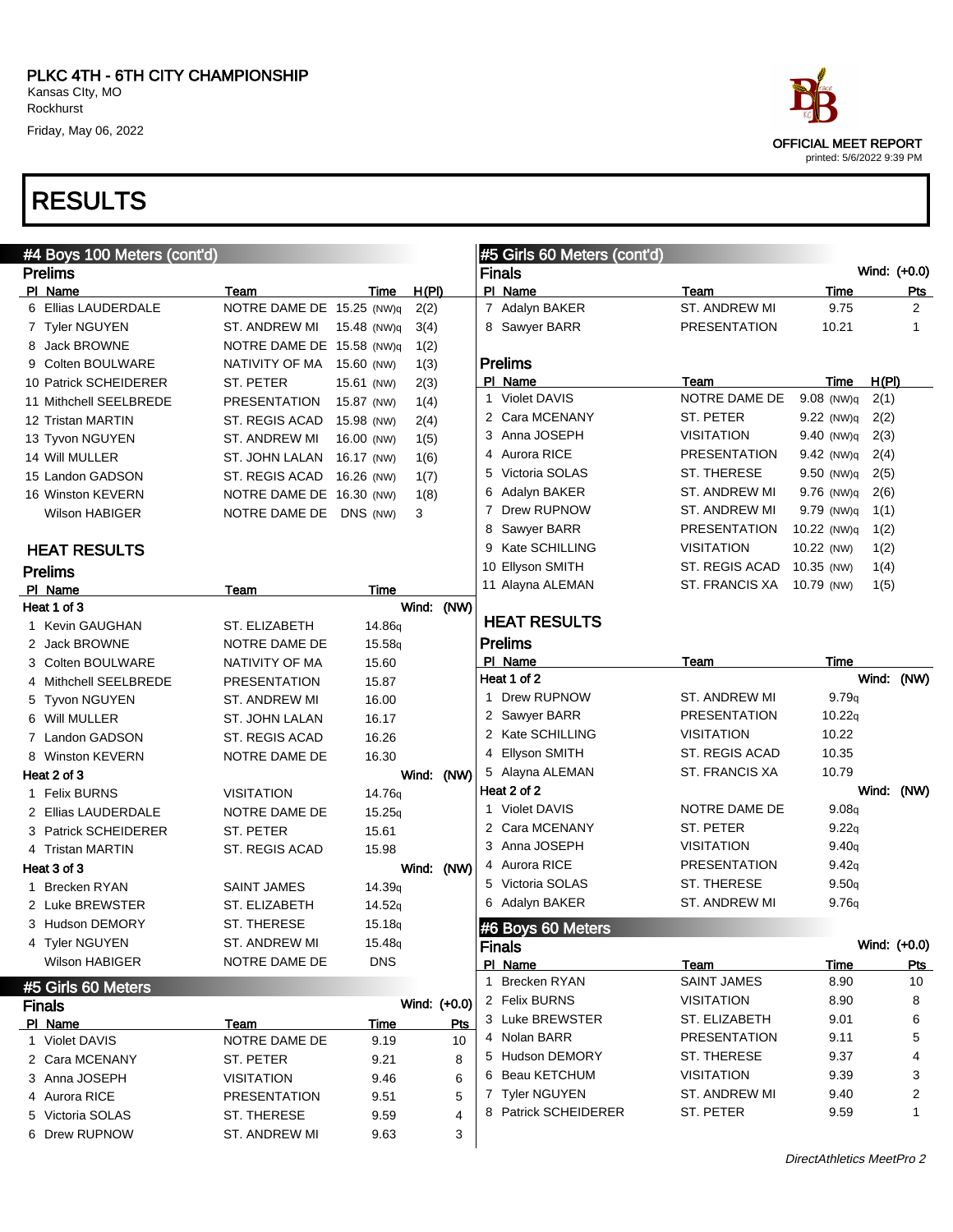PLKC 4TH - 6TH CITY CHAMPIONSHIP
Kansas CIty, MO
Rockhurst
Friday, May 06, 2022

OFFICIAL MEET REPORT
printed: 5/6/2022 9:39 PM

# RESULTS

## #4 Boys 100 Meters (cont'd)

### Prelims

| Pl | Name | Team | Time | H(Pl) |
|---|---|---|---|---|
| 6 | Ellias LAUDERDALE | NOTRE DAME DE | 15.25 (NW)q | 2(2) |
| 7 | Tyler NGUYEN | ST. ANDREW MI | 15.48 (NW)q | 3(4) |
| 8 | Jack BROWNE | NOTRE DAME DE | 15.58 (NW)q | 1(2) |
| 9 | Colten BOULWARE | NATIVITY OF MA | 15.60 (NW) | 1(3) |
| 10 | Patrick SCHEIDERER | ST. PETER | 15.61 (NW) | 2(3) |
| 11 | Mithchell SEELBREDE | PRESENTATION | 15.87 (NW) | 1(4) |
| 12 | Tristan MARTIN | ST. REGIS ACAD | 15.98 (NW) | 2(4) |
| 13 | Tyvon NGUYEN | ST. ANDREW MI | 16.00 (NW) | 1(5) |
| 14 | Will MULLER | ST. JOHN LALAN | 16.17 (NW) | 1(6) |
| 15 | Landon GADSON | ST. REGIS ACAD | 16.26 (NW) | 1(7) |
| 16 | Winston KEVERN | NOTRE DAME DE | 16.30 (NW) | 1(8) |
| | Wilson HABIGER | NOTRE DAME DE | DNS (NW) | 3 |

### HEAT RESULTS

### Prelims

| Pl | Name | Team | Time |
|---|---|---|---|
| **Heat 1 of 3** | | | Wind: (NW) |
| 1 | Kevin GAUGHAN | ST. ELIZABETH | 14.86q |
| 2 | Jack BROWNE | NOTRE DAME DE | 15.58q |
| 3 | Colten BOULWARE | NATIVITY OF MA | 15.60 |
| 4 | Mithchell SEELBREDE | PRESENTATION | 15.87 |
| 5 | Tyvon NGUYEN | ST. ANDREW MI | 16.00 |
| 6 | Will MULLER | ST. JOHN LALAN | 16.17 |
| 7 | Landon GADSON | ST. REGIS ACAD | 16.26 |
| 8 | Winston KEVERN | NOTRE DAME DE | 16.30 |
| **Heat 2 of 3** | | | Wind: (NW) |
| 1 | Felix BURNS | VISITATION | 14.76q |
| 2 | Ellias LAUDERDALE | NOTRE DAME DE | 15.25q |
| 3 | Patrick SCHEIDERER | ST. PETER | 15.61 |
| 4 | Tristan MARTIN | ST. REGIS ACAD | 15.98 |
| **Heat 3 of 3** | | | Wind: (NW) |
| 1 | Brecken RYAN | SAINT JAMES | 14.39q |
| 2 | Luke BREWSTER | ST. ELIZABETH | 14.52q |
| 3 | Hudson DEMORY | ST. THERESE | 15.18q |
| 4 | Tyler NGUYEN | ST. ANDREW MI | 15.48q |
| | Wilson HABIGER | NOTRE DAME DE | DNS |

## #5 Girls 60 Meters

### Finals

Wind: (+0.0)

| Pl | Name | Team | Time | Pts |
|---|---|---|---|---|
| 1 | Violet DAVIS | NOTRE DAME DE | 9.19 | 10 |
| 2 | Cara MCENANY | ST. PETER | 9.21 | 8 |
| 3 | Anna JOSEPH | VISITATION | 9.46 | 6 |
| 4 | Aurora RICE | PRESENTATION | 9.51 | 5 |
| 5 | Victoria SOLAS | ST. THERESE | 9.59 | 4 |
| 6 | Drew RUPNOW | ST. ANDREW MI | 9.63 | 3 |
| 7 | Adalyn BAKER | ST. ANDREW MI | 9.75 | 2 |
| 8 | Sawyer BARR | PRESENTATION | 10.21 | 1 |

### Prelims

| Pl | Name | Team | Time | H(Pl) |
|---|---|---|---|---|
| 1 | Violet DAVIS | NOTRE DAME DE | 9.08 (NW)q | 2(1) |
| 2 | Cara MCENANY | ST. PETER | 9.22 (NW)q | 2(2) |
| 3 | Anna JOSEPH | VISITATION | 9.40 (NW)q | 2(3) |
| 4 | Aurora RICE | PRESENTATION | 9.42 (NW)q | 2(4) |
| 5 | Victoria SOLAS | ST. THERESE | 9.50 (NW)q | 2(5) |
| 6 | Adalyn BAKER | ST. ANDREW MI | 9.76 (NW)q | 2(6) |
| 7 | Drew RUPNOW | ST. ANDREW MI | 9.79 (NW)q | 1(1) |
| 8 | Sawyer BARR | PRESENTATION | 10.22 (NW)q | 1(2) |
| 9 | Kate SCHILLING | VISITATION | 10.22 (NW) | 1(2) |
| 10 | Ellyson SMITH | ST. REGIS ACAD | 10.35 (NW) | 1(4) |
| 11 | Alayna ALEMAN | ST. FRANCIS XA | 10.79 (NW) | 1(5) |

### HEAT RESULTS

### Prelims

| Pl | Name | Team | Time |
|---|---|---|---|
| **Heat 1 of 2** | | | Wind: (NW) |
| 1 | Drew RUPNOW | ST. ANDREW MI | 9.79q |
| 2 | Sawyer BARR | PRESENTATION | 10.22q |
| 2 | Kate SCHILLING | VISITATION | 10.22 |
| 4 | Ellyson SMITH | ST. REGIS ACAD | 10.35 |
| 5 | Alayna ALEMAN | ST. FRANCIS XA | 10.79 |
| **Heat 2 of 2** | | | Wind: (NW) |
| 1 | Violet DAVIS | NOTRE DAME DE | 9.08q |
| 2 | Cara MCENANY | ST. PETER | 9.22q |
| 3 | Anna JOSEPH | VISITATION | 9.40q |
| 4 | Aurora RICE | PRESENTATION | 9.42q |
| 5 | Victoria SOLAS | ST. THERESE | 9.50q |
| 6 | Adalyn BAKER | ST. ANDREW MI | 9.76q |

## #6 Boys 60 Meters

### Finals

Wind: (+0.0)

| Pl | Name | Team | Time | Pts |
|---|---|---|---|---|
| 1 | Brecken RYAN | SAINT JAMES | 8.90 | 10 |
| 2 | Felix BURNS | VISITATION | 8.90 | 8 |
| 3 | Luke BREWSTER | ST. ELIZABETH | 9.01 | 6 |
| 4 | Nolan BARR | PRESENTATION | 9.11 | 5 |
| 5 | Hudson DEMORY | ST. THERESE | 9.37 | 4 |
| 6 | Beau KETCHUM | VISITATION | 9.39 | 3 |
| 7 | Tyler NGUYEN | ST. ANDREW MI | 9.40 | 2 |
| 8 | Patrick SCHEIDERER | ST. PETER | 9.59 | 1 |

*DirectAthletics MeetPro 2*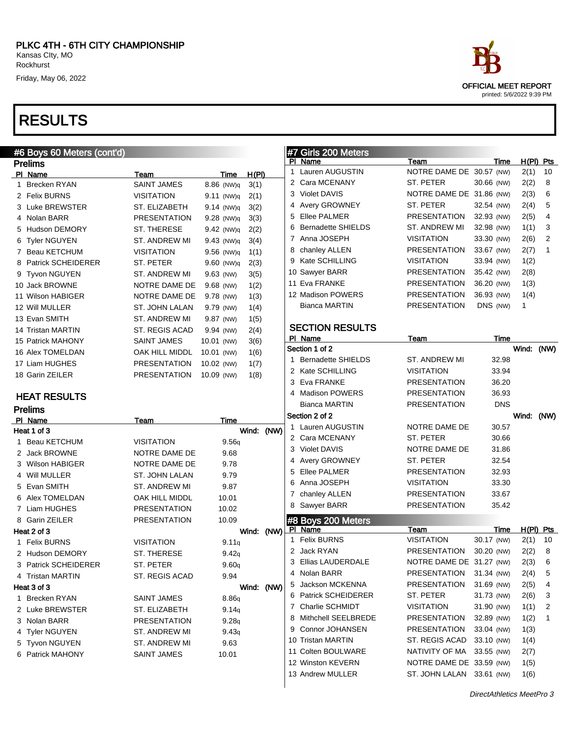PLKC 4TH - 6TH CITY CHAMPIONSHIP
Kansas CIty, MO
Rockhurst
Friday, May 06, 2022

OFFICIAL MEET REPORT
printed: 5/6/2022 9:39 PM

# RESULTS

## #6 Boys 60 Meters (cont'd)

### Prelims

| Pl | Name | Team | Time | H(Pl) |
|---|---|---|---|---|
| 1 | Brecken RYAN | SAINT JAMES | 8.86 (NW)q | 3(1) |
| 2 | Felix BURNS | VISITATION | 9.11 (NW)q | 2(1) |
| 3 | Luke BREWSTER | ST. ELIZABETH | 9.14 (NW)q | 3(2) |
| 4 | Nolan BARR | PRESENTATION | 9.28 (NW)q | 3(3) |
| 5 | Hudson DEMORY | ST. THERESE | 9.42 (NW)q | 2(2) |
| 6 | Tyler NGUYEN | ST. ANDREW MI | 9.43 (NW)q | 3(4) |
| 7 | Beau KETCHUM | VISITATION | 9.56 (NW)q | 1(1) |
| 8 | Patrick SCHEIDERER | ST. PETER | 9.60 (NW)q | 2(3) |
| 9 | Tyvon NGUYEN | ST. ANDREW MI | 9.63 (NW) | 3(5) |
| 10 | Jack BROWNE | NOTRE DAME DE | 9.68 (NW) | 1(2) |
| 11 | Wilson HABIGER | NOTRE DAME DE | 9.78 (NW) | 1(3) |
| 12 | Will MULLER | ST. JOHN LALAN | 9.79 (NW) | 1(4) |
| 13 | Evan SMITH | ST. ANDREW MI | 9.87 (NW) | 1(5) |
| 14 | Tristan MARTIN | ST. REGIS ACAD | 9.94 (NW) | 2(4) |
| 15 | Patrick MAHONY | SAINT JAMES | 10.01 (NW) | 3(6) |
| 16 | Alex TOMELDAN | OAK HILL MIDDL | 10.01 (NW) | 1(6) |
| 17 | Liam HUGHES | PRESENTATION | 10.02 (NW) | 1(7) |
| 18 | Garin ZEILER | PRESENTATION | 10.09 (NW) | 1(8) |

### HEAT RESULTS

### Prelims

| Pl | Name | Team | Time |
|---|---|---|---|
| **Heat 1 of 3** | | | Wind: (NW) |
| 1 | Beau KETCHUM | VISITATION | 9.56q |
| 2 | Jack BROWNE | NOTRE DAME DE | 9.68 |
| 3 | Wilson HABIGER | NOTRE DAME DE | 9.78 |
| 4 | Will MULLER | ST. JOHN LALAN | 9.79 |
| 5 | Evan SMITH | ST. ANDREW MI | 9.87 |
| 6 | Alex TOMELDAN | OAK HILL MIDDL | 10.01 |
| 7 | Liam HUGHES | PRESENTATION | 10.02 |
| 8 | Garin ZEILER | PRESENTATION | 10.09 |
| **Heat 2 of 3** | | | Wind: (NW) |
| 1 | Felix BURNS | VISITATION | 9.11q |
| 2 | Hudson DEMORY | ST. THERESE | 9.42q |
| 3 | Patrick SCHEIDERER | ST. PETER | 9.60q |
| 4 | Tristan MARTIN | ST. REGIS ACAD | 9.94 |
| **Heat 3 of 3** | | | Wind: (NW) |
| 1 | Brecken RYAN | SAINT JAMES | 8.86q |
| 2 | Luke BREWSTER | ST. ELIZABETH | 9.14q |
| 3 | Nolan BARR | PRESENTATION | 9.28q |
| 4 | Tyler NGUYEN | ST. ANDREW MI | 9.43q |
| 5 | Tyvon NGUYEN | ST. ANDREW MI | 9.63 |
| 6 | Patrick MAHONY | SAINT JAMES | 10.01 |

## #7 Girls 200 Meters

| Pl | Name | Team | Time | H(Pl) | Pts |
|---|---|---|---|---|---|
| 1 | Lauren AUGUSTIN | NOTRE DAME DE | 30.57 (NW) | 2(1) | 10 |
| 2 | Cara MCENANY | ST. PETER | 30.66 (NW) | 2(2) | 8 |
| 3 | Violet DAVIS | NOTRE DAME DE | 31.86 (NW) | 2(3) | 6 |
| 4 | Avery GROWNEY | ST. PETER | 32.54 (NW) | 2(4) | 5 |
| 5 | Ellee PALMER | PRESENTATION | 32.93 (NW) | 2(5) | 4 |
| 6 | Bernadette SHIELDS | ST. ANDREW MI | 32.98 (NW) | 1(1) | 3 |
| 7 | Anna JOSEPH | VISITATION | 33.30 (NW) | 2(6) | 2 |
| 8 | chanley ALLEN | PRESENTATION | 33.67 (NW) | 2(7) | 1 |
| 9 | Kate SCHILLING | VISITATION | 33.94 (NW) | 1(2) | |
| 10 | Sawyer BARR | PRESENTATION | 35.42 (NW) | 2(8) | |
| 11 | Eva FRANKE | PRESENTATION | 36.20 (NW) | 1(3) | |
| 12 | Madison POWERS | PRESENTATION | 36.93 (NW) | 1(4) | |
| | Bianca MARTIN | PRESENTATION | DNS (NW) | 1 | |

### SECTION RESULTS

| Pl | Name | Team | Time |
|---|---|---|---|
| **Section 1 of 2** | | | Wind: (NW) |
| 1 | Bernadette SHIELDS | ST. ANDREW MI | 32.98 |
| 2 | Kate SCHILLING | VISITATION | 33.94 |
| 3 | Eva FRANKE | PRESENTATION | 36.20 |
| 4 | Madison POWERS | PRESENTATION | 36.93 |
| | Bianca MARTIN | PRESENTATION | DNS |
| **Section 2 of 2** | | | Wind: (NW) |
| 1 | Lauren AUGUSTIN | NOTRE DAME DE | 30.57 |
| 2 | Cara MCENANY | ST. PETER | 30.66 |
| 3 | Violet DAVIS | NOTRE DAME DE | 31.86 |
| 4 | Avery GROWNEY | ST. PETER | 32.54 |
| 5 | Ellee PALMER | PRESENTATION | 32.93 |
| 6 | Anna JOSEPH | VISITATION | 33.30 |
| 7 | chanley ALLEN | PRESENTATION | 33.67 |
| 8 | Sawyer BARR | PRESENTATION | 35.42 |

## #8 Boys 200 Meters

| Pl | Name | Team | Time | H(Pl) | Pts |
|---|---|---|---|---|---|
| 1 | Felix BURNS | VISITATION | 30.17 (NW) | 2(1) | 10 |
| 2 | Jack RYAN | PRESENTATION | 30.20 (NW) | 2(2) | 8 |
| 3 | Ellias LAUDERDALE | NOTRE DAME DE | 31.27 (NW) | 2(3) | 6 |
| 4 | Nolan BARR | PRESENTATION | 31.34 (NW) | 2(4) | 5 |
| 5 | Jackson MCKENNA | PRESENTATION | 31.69 (NW) | 2(5) | 4 |
| 6 | Patrick SCHEIDERER | ST. PETER | 31.73 (NW) | 2(6) | 3 |
| 7 | Charlie SCHMIDT | VISITATION | 31.90 (NW) | 1(1) | 2 |
| 8 | Mithchell SEELBREDE | PRESENTATION | 32.89 (NW) | 1(2) | 1 |
| 9 | Connor JOHANSEN | PRESENTATION | 33.04 (NW) | 1(3) | |
| 10 | Tristan MARTIN | ST. REGIS ACAD | 33.10 (NW) | 1(4) | |
| 11 | Colten BOULWARE | NATIVITY OF MA | 33.55 (NW) | 2(7) | |
| 12 | Winston KEVERN | NOTRE DAME DE | 33.59 (NW) | 1(5) | |
| 13 | Andrew MULLER | ST. JOHN LALAN | 33.61 (NW) | 1(6) | |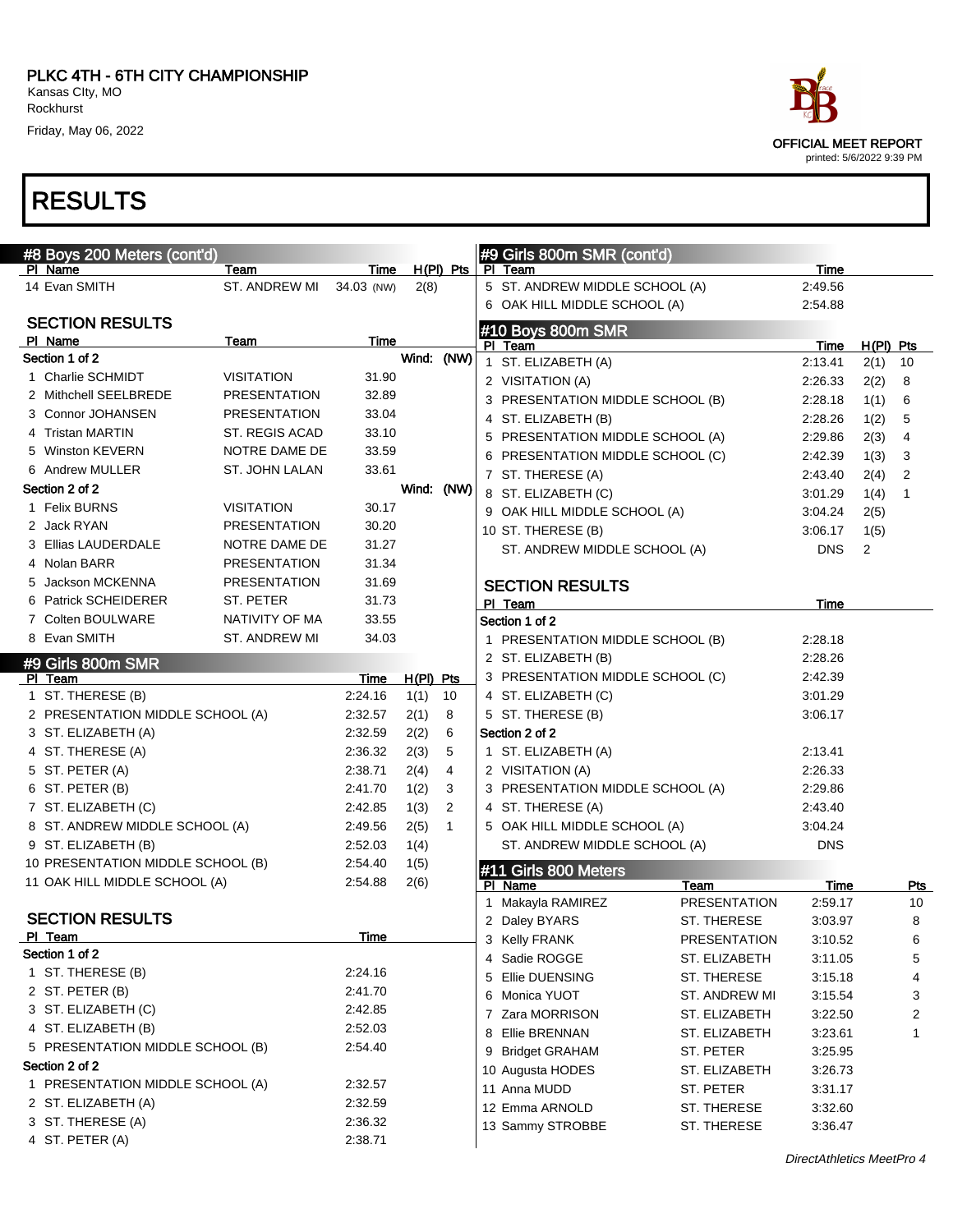# PLKC 4TH - 6TH CITY CHAMPIONSHIP

Kansas CIty, MO
Rockhurst
Friday, May 06, 2022

OFFICIAL MEET REPORT
printed: 5/6/2022 9:39 PM

# RESULTS

## #8 Boys 200 Meters (cont'd)

| Pl | Name | Team | Time | H(Pl) | Pts |
|---|---|---|---|---|---|
| 14 | Evan SMITH | ST. ANDREW MI | 34.03 (NW) | 2(8) | |

### SECTION RESULTS

| Pl | Name | Team | Time |
|---|---|---|---|
| **Section 1 of 2** | | | Wind: (NW) |
| 1 | Charlie SCHMIDT | VISITATION | 31.90 |
| 2 | Mithchell SEELBREDE | PRESENTATION | 32.89 |
| 3 | Connor JOHANSEN | PRESENTATION | 33.04 |
| 4 | Tristan MARTIN | ST. REGIS ACAD | 33.10 |
| 5 | Winston KEVERN | NOTRE DAME DE | 33.59 |
| 6 | Andrew MULLER | ST. JOHN LALAN | 33.61 |
| **Section 2 of 2** | | | Wind: (NW) |
| 1 | Felix BURNS | VISITATION | 30.17 |
| 2 | Jack RYAN | PRESENTATION | 30.20 |
| 3 | Ellias LAUDERDALE | NOTRE DAME DE | 31.27 |
| 4 | Nolan BARR | PRESENTATION | 31.34 |
| 5 | Jackson MCKENNA | PRESENTATION | 31.69 |
| 6 | Patrick SCHEIDERER | ST. PETER | 31.73 |
| 7 | Colten BOULWARE | NATIVITY OF MA | 33.55 |
| 8 | Evan SMITH | ST. ANDREW MI | 34.03 |

## #9 Girls 800m SMR

| Pl | Team | Time | H(Pl) | Pts |
|---|---|---|---|---|
| 1 | ST. THERESE (B) | 2:24.16 | 1(1) | 10 |
| 2 | PRESENTATION MIDDLE SCHOOL (A) | 2:32.57 | 2(1) | 8 |
| 3 | ST. ELIZABETH (A) | 2:32.59 | 2(2) | 6 |
| 4 | ST. THERESE (A) | 2:36.32 | 2(3) | 5 |
| 5 | ST. PETER (A) | 2:38.71 | 2(4) | 4 |
| 6 | ST. PETER (B) | 2:41.70 | 1(2) | 3 |
| 7 | ST. ELIZABETH (C) | 2:42.85 | 1(3) | 2 |
| 8 | ST. ANDREW MIDDLE SCHOOL (A) | 2:49.56 | 2(5) | 1 |
| 9 | ST. ELIZABETH (B) | 2:52.03 | 1(4) | |
| 10 | PRESENTATION MIDDLE SCHOOL (B) | 2:54.40 | 1(5) | |
| 11 | OAK HILL MIDDLE SCHOOL (A) | 2:54.88 | 2(6) | |

### SECTION RESULTS

| Pl | Team | Time |
|---|---|---|
| **Section 1 of 2** | | |
| 1 | ST. THERESE (B) | 2:24.16 |
| 2 | ST. PETER (B) | 2:41.70 |
| 3 | ST. ELIZABETH (C) | 2:42.85 |
| 4 | ST. ELIZABETH (B) | 2:52.03 |
| 5 | PRESENTATION MIDDLE SCHOOL (B) | 2:54.40 |
| **Section 2 of 2** | | |
| 1 | PRESENTATION MIDDLE SCHOOL (A) | 2:32.57 |
| 2 | ST. ELIZABETH (A) | 2:32.59 |
| 3 | ST. THERESE (A) | 2:36.32 |
| 4 | ST. PETER (A) | 2:38.71 |
| 5 | ST. ANDREW MIDDLE SCHOOL (A) | 2:49.56 |
| 6 | OAK HILL MIDDLE SCHOOL (A) | 2:54.88 |

## #10 Boys 800m SMR

| Pl | Team | Time | H(Pl) | Pts |
|---|---|---|---|---|
| 1 | ST. ELIZABETH (A) | 2:13.41 | 2(1) | 10 |
| 2 | VISITATION (A) | 2:26.33 | 2(2) | 8 |
| 3 | PRESENTATION MIDDLE SCHOOL (B) | 2:28.18 | 1(1) | 6 |
| 4 | ST. ELIZABETH (B) | 2:28.26 | 1(2) | 5 |
| 5 | PRESENTATION MIDDLE SCHOOL (A) | 2:29.86 | 2(3) | 4 |
| 6 | PRESENTATION MIDDLE SCHOOL (C) | 2:42.39 | 1(3) | 3 |
| 7 | ST. THERESE (A) | 2:43.40 | 2(4) | 2 |
| 8 | ST. ELIZABETH (C) | 3:01.29 | 1(4) | 1 |
| 9 | OAK HILL MIDDLE SCHOOL (A) | 3:04.24 | 2(5) | |
| 10 | ST. THERESE (B) | 3:06.17 | 1(5) | |
| | ST. ANDREW MIDDLE SCHOOL (A) | DNS | 2 | |

### SECTION RESULTS

| Pl | Team | Time |
|---|---|---|
| **Section 1 of 2** | | |
| 1 | PRESENTATION MIDDLE SCHOOL (B) | 2:28.18 |
| 2 | ST. ELIZABETH (B) | 2:28.26 |
| 3 | PRESENTATION MIDDLE SCHOOL (C) | 2:42.39 |
| 4 | ST. ELIZABETH (C) | 3:01.29 |
| 5 | ST. THERESE (B) | 3:06.17 |
| **Section 2 of 2** | | |
| 1 | ST. ELIZABETH (A) | 2:13.41 |
| 2 | VISITATION (A) | 2:26.33 |
| 3 | PRESENTATION MIDDLE SCHOOL (A) | 2:29.86 |
| 4 | ST. THERESE (A) | 2:43.40 |
| 5 | OAK HILL MIDDLE SCHOOL (A) | 3:04.24 |
| | ST. ANDREW MIDDLE SCHOOL (A) | DNS |

## #11 Girls 800 Meters

| Pl | Name | Team | Time | Pts |
|---|---|---|---|---|
| 1 | Makayla RAMIREZ | PRESENTATION | 2:59.17 | 10 |
| 2 | Daley BYARS | ST. THERESE | 3:03.97 | 8 |
| 3 | Kelly FRANK | PRESENTATION | 3:10.52 | 6 |
| 4 | Sadie ROGGE | ST. ELIZABETH | 3:11.05 | 5 |
| 5 | Ellie DUENSING | ST. THERESE | 3:15.18 | 4 |
| 6 | Monica YUOT | ST. ANDREW MI | 3:15.54 | 3 |
| 7 | Zara MORRISON | ST. ELIZABETH | 3:22.50 | 2 |
| 8 | Ellie BRENNAN | ST. ELIZABETH | 3:23.61 | 1 |
| 9 | Bridget GRAHAM | ST. PETER | 3:25.95 | |
| 10 | Augusta HODES | ST. ELIZABETH | 3:26.73 | |
| 11 | Anna MUDD | ST. PETER | 3:31.17 | |
| 12 | Emma ARNOLD | ST. THERESE | 3:32.60 | |
| 13 | Sammy STROBBE | ST. THERESE | 3:36.47 | |

*DirectAthletics MeetPro 4*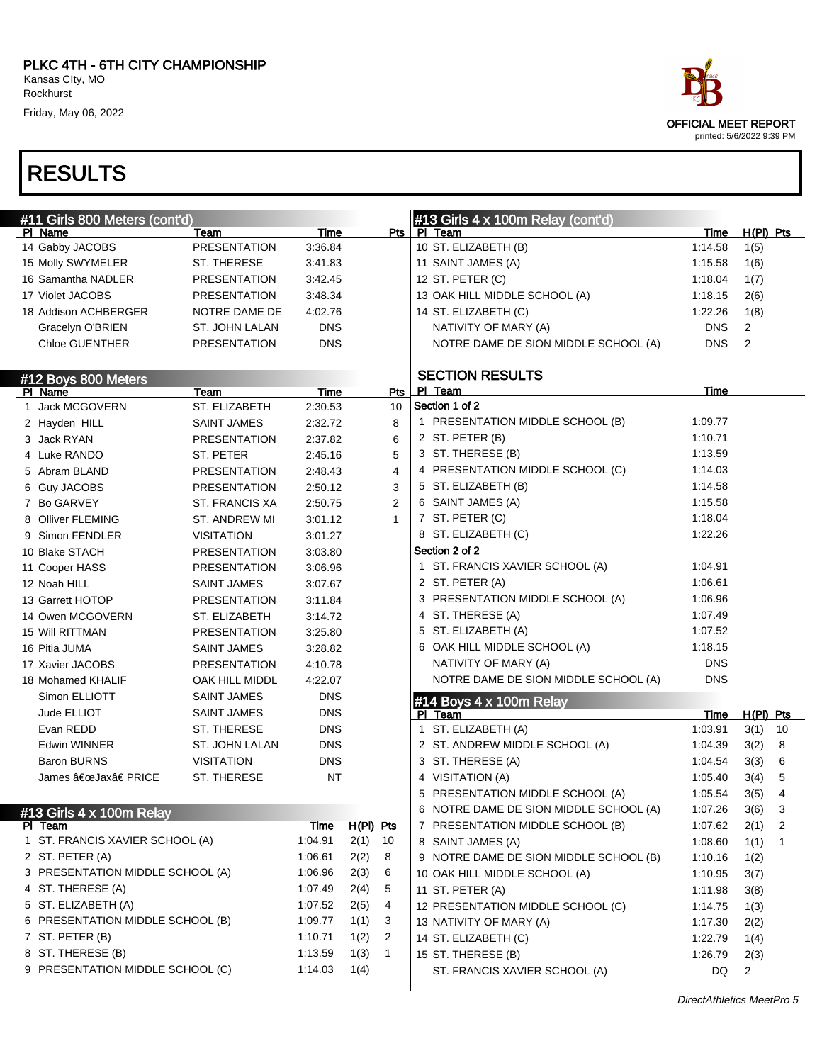PLKC 4TH - 6TH CITY CHAMPIONSHIP
Kansas CIty, MO
Rockhurst
Friday, May 06, 2022

OFFICIAL MEET REPORT
printed: 5/6/2022 9:39 PM

# RESULTS

## #11 Girls 800 Meters (cont'd)

| Pl | Name | Team | Time | Pts |
|---|---|---|---|---|
| 14 | Gabby JACOBS | PRESENTATION | 3:36.84 | |
| 15 | Molly SWYMELER | ST. THERESE | 3:41.83 | |
| 16 | Samantha NADLER | PRESENTATION | 3:42.45 | |
| 17 | Violet JACOBS | PRESENTATION | 3:48.34 | |
| 18 | Addison ACHBERGER | NOTRE DAME DE | 4:02.76 | |
| | Gracelyn O'BRIEN | ST. JOHN LALAN | DNS | |
| | Chloe GUENTHER | PRESENTATION | DNS | |

## #12 Boys 800 Meters

| Pl | Name | Team | Time | Pts |
|---|---|---|---|---|
| 1 | Jack MCGOVERN | ST. ELIZABETH | 2:30.53 | 10 |
| 2 | Hayden HILL | SAINT JAMES | 2:32.72 | 8 |
| 3 | Jack RYAN | PRESENTATION | 2:37.82 | 6 |
| 4 | Luke RANDO | ST. PETER | 2:45.16 | 5 |
| 5 | Abram BLAND | PRESENTATION | 2:48.43 | 4 |
| 6 | Guy JACOBS | PRESENTATION | 2:50.12 | 3 |
| 7 | Bo GARVEY | ST. FRANCIS XA | 2:50.75 | 2 |
| 8 | Olliver FLEMING | ST. ANDREW MI | 3:01.12 | 1 |
| 9 | Simon FENDLER | VISITATION | 3:01.27 | |
| 10 | Blake STACH | PRESENTATION | 3:03.80 | |
| 11 | Cooper HASS | PRESENTATION | 3:06.96 | |
| 12 | Noah HILL | SAINT JAMES | 3:07.67 | |
| 13 | Garrett HOTOP | PRESENTATION | 3:11.84 | |
| 14 | Owen MCGOVERN | ST. ELIZABETH | 3:14.72 | |
| 15 | Will RITTMAN | PRESENTATION | 3:25.80 | |
| 16 | Pitia JUMA | SAINT JAMES | 3:28.82 | |
| 17 | Xavier JACOBS | PRESENTATION | 4:10.78 | |
| 18 | Mohamed KHALIF | OAK HILL MIDDL | 4:22.07 | |
| | Simon ELLIOTT | SAINT JAMES | DNS | |
| | Jude ELLIOT | SAINT JAMES | DNS | |
| | Evan REDD | ST. THERESE | DNS | |
| | Edwin WINNER | ST. JOHN LALAN | DNS | |
| | Baron BURNS | VISITATION | DNS | |
| | James â€œJaxâ€ PRICE | ST. THERESE | NT | |

## #13 Girls 4 x 100m Relay

| Pl | Team | Time | H(Pl) | Pts |
|---|---|---|---|---|
| 1 | ST. FRANCIS XAVIER SCHOOL (A) | 1:04.91 | 2(1) | 10 |
| 2 | ST. PETER (A) | 1:06.61 | 2(2) | 8 |
| 3 | PRESENTATION MIDDLE SCHOOL (A) | 1:06.96 | 2(3) | 6 |
| 4 | ST. THERESE (A) | 1:07.49 | 2(4) | 5 |
| 5 | ST. ELIZABETH (A) | 1:07.52 | 2(5) | 4 |
| 6 | PRESENTATION MIDDLE SCHOOL (B) | 1:09.77 | 1(1) | 3 |
| 7 | ST. PETER (B) | 1:10.71 | 1(2) | 2 |
| 8 | ST. THERESE (B) | 1:13.59 | 1(3) | 1 |
| 9 | PRESENTATION MIDDLE SCHOOL (C) | 1:14.03 | 1(4) | |
| 10 | ST. ELIZABETH (B) | 1:14.58 | 1(5) | |
| 11 | SAINT JAMES (A) | 1:15.58 | 1(6) | |
| 12 | ST. PETER (C) | 1:18.04 | 1(7) | |
| 13 | OAK HILL MIDDLE SCHOOL (A) | 1:18.15 | 2(6) | |
| 14 | ST. ELIZABETH (C) | 1:22.26 | 1(8) | |
| | NATIVITY OF MARY (A) | DNS | 2 | |
| | NOTRE DAME DE SION MIDDLE SCHOOL (A) | DNS | 2 | |

### SECTION RESULTS

| Pl | Team | Time |
|---|---|---|
| **Section 1 of 2** | | |
| 1 | PRESENTATION MIDDLE SCHOOL (B) | 1:09.77 |
| 2 | ST. PETER (B) | 1:10.71 |
| 3 | ST. THERESE (B) | 1:13.59 |
| 4 | PRESENTATION MIDDLE SCHOOL (C) | 1:14.03 |
| 5 | ST. ELIZABETH (B) | 1:14.58 |
| 6 | SAINT JAMES (A) | 1:15.58 |
| 7 | ST. PETER (C) | 1:18.04 |
| 8 | ST. ELIZABETH (C) | 1:22.26 |
| **Section 2 of 2** | | |
| 1 | ST. FRANCIS XAVIER SCHOOL (A) | 1:04.91 |
| 2 | ST. PETER (A) | 1:06.61 |
| 3 | PRESENTATION MIDDLE SCHOOL (A) | 1:06.96 |
| 4 | ST. THERESE (A) | 1:07.49 |
| 5 | ST. ELIZABETH (A) | 1:07.52 |
| 6 | OAK HILL MIDDLE SCHOOL (A) | 1:18.15 |
| | NATIVITY OF MARY (A) | DNS |
| | NOTRE DAME DE SION MIDDLE SCHOOL (A) | DNS |

## #14 Boys 4 x 100m Relay

| Pl | Team | Time | H(Pl) | Pts |
|---|---|---|---|---|
| 1 | ST. ELIZABETH (A) | 1:03.91 | 3(1) | 10 |
| 2 | ST. ANDREW MIDDLE SCHOOL (A) | 1:04.39 | 3(2) | 8 |
| 3 | ST. THERESE (A) | 1:04.54 | 3(3) | 6 |
| 4 | VISITATION (A) | 1:05.40 | 3(4) | 5 |
| 5 | PRESENTATION MIDDLE SCHOOL (A) | 1:05.54 | 3(5) | 4 |
| 6 | NOTRE DAME DE SION MIDDLE SCHOOL (A) | 1:07.26 | 3(6) | 3 |
| 7 | PRESENTATION MIDDLE SCHOOL (B) | 1:07.62 | 2(1) | 2 |
| 8 | SAINT JAMES (A) | 1:08.60 | 1(1) | 1 |
| 9 | NOTRE DAME DE SION MIDDLE SCHOOL (B) | 1:10.16 | 1(2) | |
| 10 | OAK HILL MIDDLE SCHOOL (A) | 1:10.95 | 3(7) | |
| 11 | ST. PETER (A) | 1:11.98 | 3(8) | |
| 12 | PRESENTATION MIDDLE SCHOOL (C) | 1:14.75 | 1(3) | |
| 13 | NATIVITY OF MARY (A) | 1:17.30 | 2(2) | |
| 14 | ST. ELIZABETH (C) | 1:22.79 | 1(4) | |
| 15 | ST. THERESE (B) | 1:26.79 | 2(3) | |
| | ST. FRANCIS XAVIER SCHOOL (A) | DQ | 2 | |

*DirectAthletics MeetPro 5*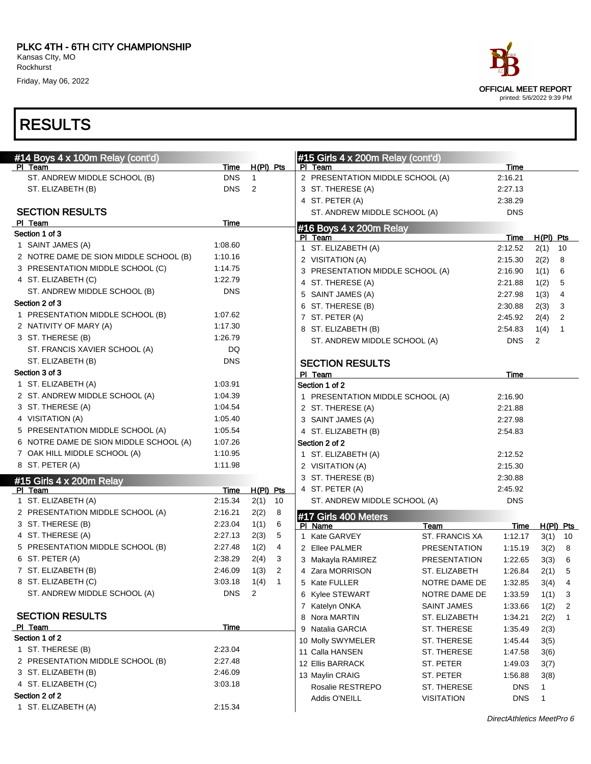# PLKC 4TH - 6TH CITY CHAMPIONSHIP

Kansas CIty, MO
Rockhurst
Friday, May 06, 2022

OFFICIAL MEET REPORT
printed: 5/6/2022 9:39 PM

# RESULTS

## #14 Boys 4 x 100m Relay (cont'd)

| Pl | Team | Time | H(Pl) | Pts |
|---|---|---|---|---|
| | ST. ANDREW MIDDLE SCHOOL (B) | DNS | 1 | |
| | ST. ELIZABETH (B) | DNS | 2 | |

### SECTION RESULTS

| Pl | Team | Time |
|---|---|---|
| **Section 1 of 3** | | |
| 1 | SAINT JAMES (A) | 1:08.60 |
| 2 | NOTRE DAME DE SION MIDDLE SCHOOL (B) | 1:10.16 |
| 3 | PRESENTATION MIDDLE SCHOOL (C) | 1:14.75 |
| 4 | ST. ELIZABETH (C) | 1:22.79 |
| | ST. ANDREW MIDDLE SCHOOL (B) | DNS |
| **Section 2 of 3** | | |
| 1 | PRESENTATION MIDDLE SCHOOL (B) | 1:07.62 |
| 2 | NATIVITY OF MARY (A) | 1:17.30 |
| 3 | ST. THERESE (B) | 1:26.79 |
| | ST. FRANCIS XAVIER SCHOOL (A) | DQ |
| | ST. ELIZABETH (B) | DNS |
| **Section 3 of 3** | | |
| 1 | ST. ELIZABETH (A) | 1:03.91 |
| 2 | ST. ANDREW MIDDLE SCHOOL (A) | 1:04.39 |
| 3 | ST. THERESE (A) | 1:04.54 |
| 4 | VISITATION (A) | 1:05.40 |
| 5 | PRESENTATION MIDDLE SCHOOL (A) | 1:05.54 |
| 6 | NOTRE DAME DE SION MIDDLE SCHOOL (A) | 1:07.26 |
| 7 | OAK HILL MIDDLE SCHOOL (A) | 1:10.95 |
| 8 | ST. PETER (A) | 1:11.98 |

## #15 Girls 4 x 200m Relay

| Pl | Team | Time | H(Pl) | Pts |
|---|---|---|---|---|
| 1 | ST. ELIZABETH (A) | 2:15.34 | 2(1) | 10 |
| 2 | PRESENTATION MIDDLE SCHOOL (A) | 2:16.21 | 2(2) | 8 |
| 3 | ST. THERESE (B) | 2:23.04 | 1(1) | 6 |
| 4 | ST. THERESE (A) | 2:27.13 | 2(3) | 5 |
| 5 | PRESENTATION MIDDLE SCHOOL (B) | 2:27.48 | 1(2) | 4 |
| 6 | ST. PETER (A) | 2:38.29 | 2(4) | 3 |
| 7 | ST. ELIZABETH (B) | 2:46.09 | 1(3) | 2 |
| 8 | ST. ELIZABETH (C) | 3:03.18 | 1(4) | 1 |
| | ST. ANDREW MIDDLE SCHOOL (A) | DNS | 2 | |

### SECTION RESULTS

| Pl | Team | Time |
|---|---|---|
| **Section 1 of 2** | | |
| 1 | ST. THERESE (B) | 2:23.04 |
| 2 | PRESENTATION MIDDLE SCHOOL (B) | 2:27.48 |
| 3 | ST. ELIZABETH (B) | 2:46.09 |
| 4 | ST. ELIZABETH (C) | 3:03.18 |
| **Section 2 of 2** | | |
| 1 | ST. ELIZABETH (A) | 2:15.34 |
| 2 | PRESENTATION MIDDLE SCHOOL (A) | 2:16.21 |
| 3 | ST. THERESE (A) | 2:27.13 |
| 4 | ST. PETER (A) | 2:38.29 |
| | ST. ANDREW MIDDLE SCHOOL (A) | DNS |

## #16 Boys 4 x 200m Relay

| Pl | Team | Time | H(Pl) | Pts |
|---|---|---|---|---|
| 1 | ST. ELIZABETH (A) | 2:12.52 | 2(1) | 10 |
| 2 | VISITATION (A) | 2:15.30 | 2(2) | 8 |
| 3 | PRESENTATION MIDDLE SCHOOL (A) | 2:16.90 | 1(1) | 6 |
| 4 | ST. THERESE (A) | 2:21.88 | 1(2) | 5 |
| 5 | SAINT JAMES (A) | 2:27.98 | 1(3) | 4 |
| 6 | ST. THERESE (B) | 2:30.88 | 2(3) | 3 |
| 7 | ST. PETER (A) | 2:45.92 | 2(4) | 2 |
| 8 | ST. ELIZABETH (B) | 2:54.83 | 1(4) | 1 |
| | ST. ANDREW MIDDLE SCHOOL (A) | DNS | 2 | |

### SECTION RESULTS

| Pl | Team | Time |
|---|---|---|
| **Section 1 of 2** | | |
| 1 | PRESENTATION MIDDLE SCHOOL (A) | 2:16.90 |
| 2 | ST. THERESE (A) | 2:21.88 |
| 3 | SAINT JAMES (A) | 2:27.98 |
| 4 | ST. ELIZABETH (B) | 2:54.83 |
| **Section 2 of 2** | | |
| 1 | ST. ELIZABETH (A) | 2:12.52 |
| 2 | VISITATION (A) | 2:15.30 |
| 3 | ST. THERESE (B) | 2:30.88 |
| 4 | ST. PETER (A) | 2:45.92 |
| | ST. ANDREW MIDDLE SCHOOL (A) | DNS |

## #17 Girls 400 Meters

| Pl | Name | Team | Time | H(Pl) | Pts |
|---|---|---|---|---|---|
| 1 | Kate GARVEY | ST. FRANCIS XA | 1:12.17 | 3(1) | 10 |
| 2 | Ellee PALMER | PRESENTATION | 1:15.19 | 3(2) | 8 |
| 3 | Makayla RAMIREZ | PRESENTATION | 1:22.65 | 3(3) | 6 |
| 4 | Zara MORRISON | ST. ELIZABETH | 1:26.84 | 2(1) | 5 |
| 5 | Kate FULLER | NOTRE DAME DE | 1:32.85 | 3(4) | 4 |
| 6 | Kylee STEWART | NOTRE DAME DE | 1:33.59 | 1(1) | 3 |
| 7 | Katelyn ONKA | SAINT JAMES | 1:33.66 | 1(2) | 2 |
| 8 | Nora MARTIN | ST. ELIZABETH | 1:34.21 | 2(2) | 1 |
| 9 | Natalia GARCIA | ST. THERESE | 1:35.49 | 2(3) | |
| 10 | Molly SWYMELER | ST. THERESE | 1:45.44 | 3(5) | |
| 11 | Calla HANSEN | ST. THERESE | 1:47.58 | 3(6) | |
| 12 | Ellis BARRACK | ST. PETER | 1:49.03 | 3(7) | |
| 13 | Maylin CRAIG | ST. PETER | 1:56.88 | 3(8) | |
| | Rosalie RESTREPO | ST. THERESE | DNS | 1 | |
| | Addis O'NEILL | VISITATION | DNS | 1 | |

DirectAthletics MeetPro 6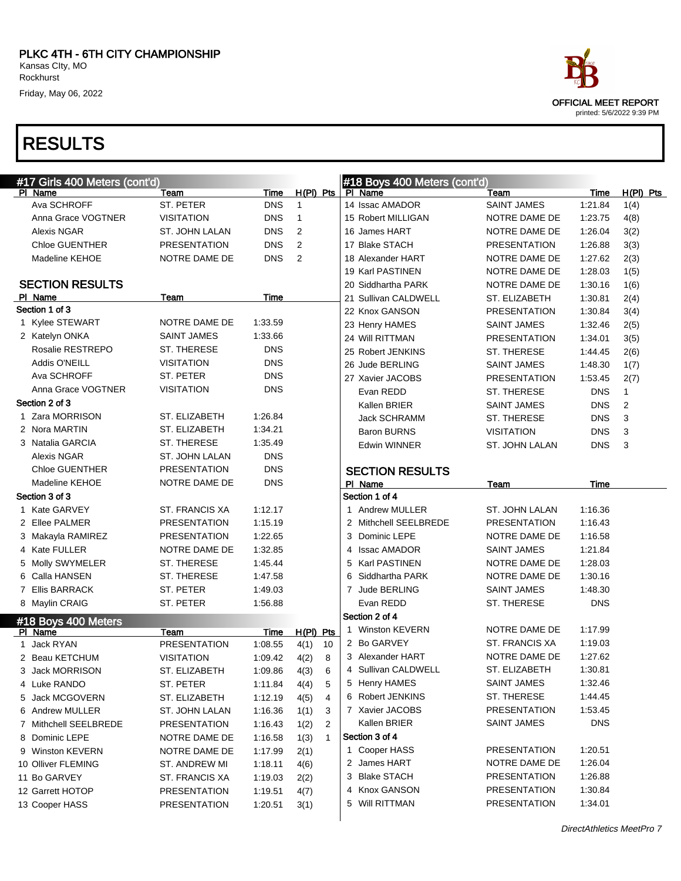# PLKC 4TH - 6TH CITY CHAMPIONSHIP

Kansas CIty, MO
Rockhurst
Friday, May 06, 2022

OFFICIAL MEET REPORT
printed: 5/6/2022 9:39 PM

# RESULTS

## #17 Girls 400 Meters (cont'd)

| Pl | Name | Team | Time | H(Pl) | Pts |
|---|---|---|---|---|---|
| | Ava SCHROFF | ST. PETER | DNS | 1 | |
| | Anna Grace VOGTNER | VISITATION | DNS | 1 | |
| | Alexis NGAR | ST. JOHN LALAN | DNS | 2 | |
| | Chloe GUENTHER | PRESENTATION | DNS | 2 | |
| | Madeline KEHOE | NOTRE DAME DE | DNS | 2 | |

### SECTION RESULTS

| Pl | Name | Team | Time |
|---|---|---|---|
| **Section 1 of 3** | | | |
| 1 | Kylee STEWART | NOTRE DAME DE | 1:33.59 |
| 2 | Katelyn ONKA | SAINT JAMES | 1:33.66 |
| | Rosalie RESTREPO | ST. THERESE | DNS |
| | Addis O'NEILL | VISITATION | DNS |
| | Ava SCHROFF | ST. PETER | DNS |
| | Anna Grace VOGTNER | VISITATION | DNS |
| **Section 2 of 3** | | | |
| 1 | Zara MORRISON | ST. ELIZABETH | 1:26.84 |
| 2 | Nora MARTIN | ST. ELIZABETH | 1:34.21 |
| 3 | Natalia GARCIA | ST. THERESE | 1:35.49 |
| | Alexis NGAR | ST. JOHN LALAN | DNS |
| | Chloe GUENTHER | PRESENTATION | DNS |
| | Madeline KEHOE | NOTRE DAME DE | DNS |
| **Section 3 of 3** | | | |
| 1 | Kate GARVEY | ST. FRANCIS XA | 1:12.17 |
| 2 | Ellee PALMER | PRESENTATION | 1:15.19 |
| 3 | Makayla RAMIREZ | PRESENTATION | 1:22.65 |
| 4 | Kate FULLER | NOTRE DAME DE | 1:32.85 |
| 5 | Molly SWYMELER | ST. THERESE | 1:45.44 |
| 6 | Calla HANSEN | ST. THERESE | 1:47.58 |
| 7 | Ellis BARRACK | ST. PETER | 1:49.03 |
| 8 | Maylin CRAIG | ST. PETER | 1:56.88 |

## #18 Boys 400 Meters

| Pl | Name | Team | Time | H(Pl) | Pts |
|---|---|---|---|---|---|
| 1 | Jack RYAN | PRESENTATION | 1:08.55 | 4(1) | 10 |
| 2 | Beau KETCHUM | VISITATION | 1:09.42 | 4(2) | 8 |
| 3 | Jack MORRISON | ST. ELIZABETH | 1:09.86 | 4(3) | 6 |
| 4 | Luke RANDO | ST. PETER | 1:11.84 | 4(4) | 5 |
| 5 | Jack MCGOVERN | ST. ELIZABETH | 1:12.19 | 4(5) | 4 |
| 6 | Andrew MULLER | ST. JOHN LALAN | 1:16.36 | 1(1) | 3 |
| 7 | Mitchell SEELBREDE | PRESENTATION | 1:16.43 | 1(2) | 2 |
| 8 | Dominic LEPE | NOTRE DAME DE | 1:16.58 | 1(3) | 1 |
| 9 | Winston KEVERN | NOTRE DAME DE | 1:17.99 | 2(1) | |
| 10 | Olliver FLEMING | ST. ANDREW MI | 1:18.11 | 4(6) | |
| 11 | Bo GARVEY | ST. FRANCIS XA | 1:19.03 | 2(2) | |
| 12 | Garrett HOTOP | PRESENTATION | 1:19.51 | 4(7) | |
| 13 | Cooper HASS | PRESENTATION | 1:20.51 | 3(1) | |
| 14 | Issac AMADOR | SAINT JAMES | 1:21.84 | 1(4) | |
| 15 | Robert MILLIGAN | NOTRE DAME DE | 1:23.75 | 4(8) | |
| 16 | James HART | NOTRE DAME DE | 1:26.04 | 3(2) | |
| 17 | Blake STACH | PRESENTATION | 1:26.88 | 3(3) | |
| 18 | Alexander HART | NOTRE DAME DE | 1:27.62 | 2(3) | |
| 19 | Karl PASTINEN | NOTRE DAME DE | 1:28.03 | 1(5) | |
| 20 | Siddhartha PARK | NOTRE DAME DE | 1:30.16 | 1(6) | |
| 21 | Sullivan CALDWELL | ST. ELIZABETH | 1:30.81 | 2(4) | |
| 22 | Knox GANSON | PRESENTATION | 1:30.84 | 3(4) | |
| 23 | Henry HAMES | SAINT JAMES | 1:32.46 | 2(5) | |
| 24 | Will RITTMAN | PRESENTATION | 1:34.01 | 3(5) | |
| 25 | Robert JENKINS | ST. THERESE | 1:44.45 | 2(6) | |
| 26 | Jude BERLING | SAINT JAMES | 1:48.30 | 1(7) | |
| 27 | Xavier JACOBS | PRESENTATION | 1:53.45 | 2(7) | |
| | Evan REDD | ST. THERESE | DNS | 1 | |
| | Kallen BRIER | SAINT JAMES | DNS | 2 | |
| | Jack SCHRAMM | ST. THERESE | DNS | 3 | |
| | Baron BURNS | VISITATION | DNS | 3 | |
| | Edwin WINNER | ST. JOHN LALAN | DNS | 3 | |

### SECTION RESULTS

| Pl | Name | Team | Time |
|---|---|---|---|
| **Section 1 of 4** | | | |
| 1 | Andrew MULLER | ST. JOHN LALAN | 1:16.36 |
| 2 | Mithchell SEELBREDE | PRESENTATION | 1:16.43 |
| 3 | Dominic LEPE | NOTRE DAME DE | 1:16.58 |
| 4 | Issac AMADOR | SAINT JAMES | 1:21.84 |
| 5 | Karl PASTINEN | NOTRE DAME DE | 1:28.03 |
| 6 | Siddhartha PARK | NOTRE DAME DE | 1:30.16 |
| 7 | Jude BERLING | SAINT JAMES | 1:48.30 |
| | Evan REDD | ST. THERESE | DNS |
| **Section 2 of 4** | | | |
| 1 | Winston KEVERN | NOTRE DAME DE | 1:17.99 |
| 2 | Bo GARVEY | ST. FRANCIS XA | 1:19.03 |
| 3 | Alexander HART | NOTRE DAME DE | 1:27.62 |
| 4 | Sullivan CALDWELL | ST. ELIZABETH | 1:30.81 |
| 5 | Henry HAMES | SAINT JAMES | 1:32.46 |
| 6 | Robert JENKINS | ST. THERESE | 1:44.45 |
| 7 | Xavier JACOBS | PRESENTATION | 1:53.45 |
| | Kallen BRIER | SAINT JAMES | DNS |
| **Section 3 of 4** | | | |
| 1 | Cooper HASS | PRESENTATION | 1:20.51 |
| 2 | James HART | NOTRE DAME DE | 1:26.04 |
| 3 | Blake STACH | PRESENTATION | 1:26.88 |
| 4 | Knox GANSON | PRESENTATION | 1:30.84 |
| 5 | Will RITTMAN | PRESENTATION | 1:34.01 |

DirectAthletics MeetPro 7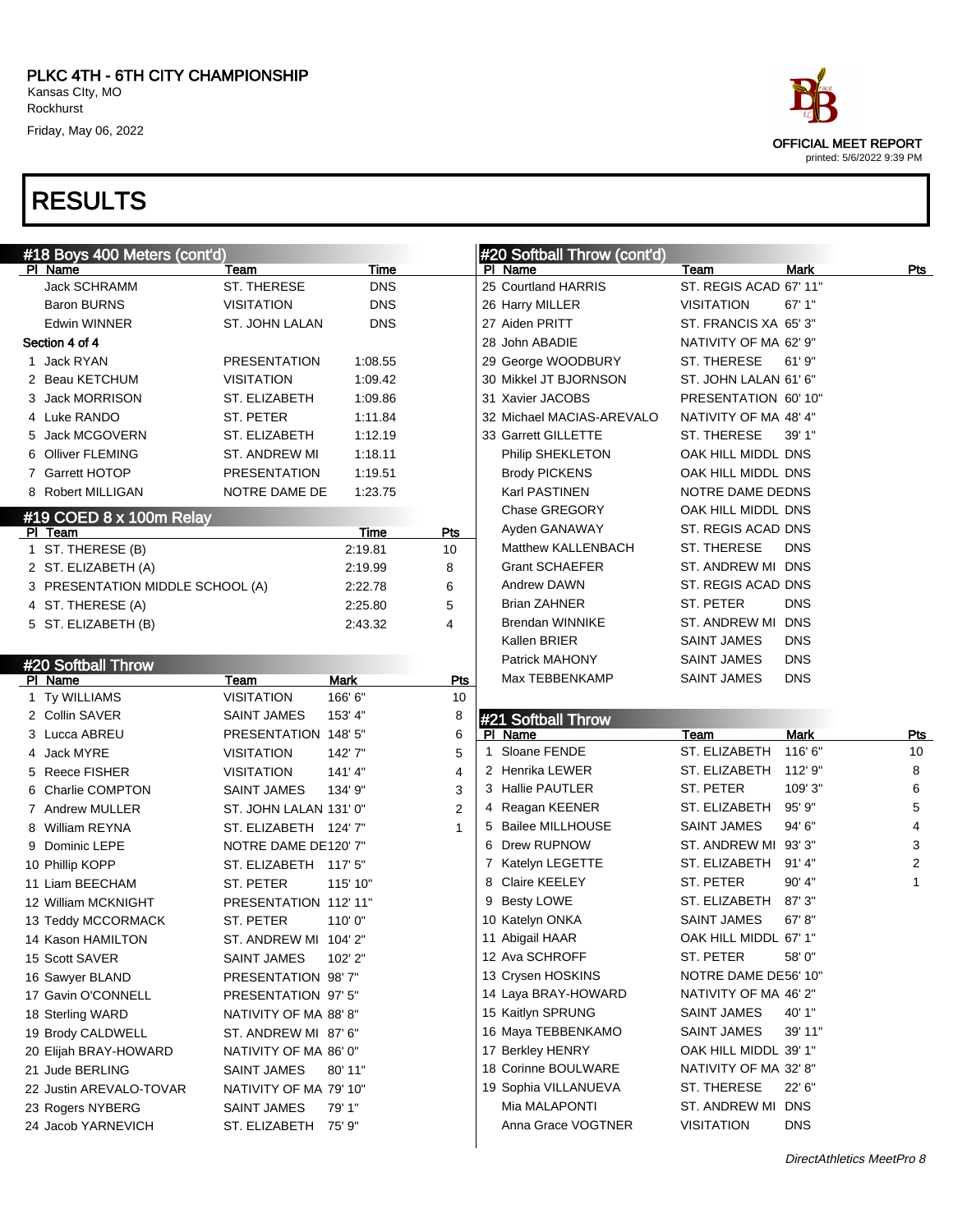PLKC 4TH - 6TH CITY CHAMPIONSHIP
Kansas CIty, MO
Rockhurst
Friday, May 06, 2022

OFFICIAL MEET REPORT
printed: 5/6/2022 9:39 PM

# RESULTS

## #18 Boys 400 Meters (cont'd)

| Pl | Name | Team | Time |
|---|---|---|---|
| | Jack SCHRAMM | ST. THERESE | DNS |
| | Baron BURNS | VISITATION | DNS |
| | Edwin WINNER | ST. JOHN LALAN | DNS |

**Section 4 of 4**

| Pl | Name | Team | Time |
|---|---|---|---|
| 1 | Jack RYAN | PRESENTATION | 1:08.55 |
| 2 | Beau KETCHUM | VISITATION | 1:09.42 |
| 3 | Jack MORRISON | ST. ELIZABETH | 1:09.86 |
| 4 | Luke RANDO | ST. PETER | 1:11.84 |
| 5 | Jack MCGOVERN | ST. ELIZABETH | 1:12.19 |
| 6 | Olliver FLEMING | ST. ANDREW MI | 1:18.11 |
| 7 | Garrett HOTOP | PRESENTATION | 1:19.51 |
| 8 | Robert MILLIGAN | NOTRE DAME DE | 1:23.75 |

## #19 COED 8 x 100m Relay

| Pl | Team | Time | Pts |
|---|---|---|---|
| 1 | ST. THERESE (B) | 2:19.81 | 10 |
| 2 | ST. ELIZABETH (A) | 2:19.99 | 8 |
| 3 | PRESENTATION MIDDLE SCHOOL (A) | 2:22.78 | 6 |
| 4 | ST. THERESE (A) | 2:25.80 | 5 |
| 5 | ST. ELIZABETH (B) | 2:43.32 | 4 |

## #20 Softball Throw

| Pl | Name | Team | Mark | Pts |
|---|---|---|---|---|
| 1 | Ty WILLIAMS | VISITATION | 166' 6" | 10 |
| 2 | Collin SAVER | SAINT JAMES | 153' 4" | 8 |
| 3 | Lucca ABREU | PRESENTATION | 148' 5" | 6 |
| 4 | Jack MYRE | VISITATION | 142' 7" | 5 |
| 5 | Reece FISHER | VISITATION | 141' 4" | 4 |
| 6 | Charlie COMPTON | SAINT JAMES | 134' 9" | 3 |
| 7 | Andrew MULLER | ST. JOHN LALAN | 131' 0" | 2 |
| 8 | William REYNA | ST. ELIZABETH | 124' 7" | 1 |
| 9 | Dominic LEPE | NOTRE DAME DE | 120' 7" | |
| 10 | Phillip KOPP | ST. ELIZABETH | 117' 5" | |
| 11 | Liam BEECHAM | ST. PETER | 115' 10" | |
| 12 | William MCKNIGHT | PRESENTATION | 112' 11" | |
| 13 | Teddy MCCORMACK | ST. PETER | 110' 0" | |
| 14 | Kason HAMILTON | ST. ANDREW MI | 104' 2" | |
| 15 | Scott SAVER | SAINT JAMES | 102' 2" | |
| 16 | Sawyer BLAND | PRESENTATION | 98' 7" | |
| 17 | Gavin O'CONNELL | PRESENTATION | 97' 5" | |
| 18 | Sterling WARD | NATIVITY OF MA | 88' 8" | |
| 19 | Brody CALDWELL | ST. ANDREW MI | 87' 6" | |
| 20 | Elijah BRAY-HOWARD | NATIVITY OF MA | 86' 0" | |
| 21 | Jude BERLING | SAINT JAMES | 80' 11" | |
| 22 | Justin AREVALO-TOVAR | NATIVITY OF MA | 79' 10" | |
| 23 | Rogers NYBERG | SAINT JAMES | 79' 1" | |
| 24 | Jacob YARNEVICH | ST. ELIZABETH | 75' 9" | |
| 25 | Courtland HARRIS | ST. REGIS ACAD | 67' 11" | |
| 26 | Harry MILLER | VISITATION | 67' 1" | |
| 27 | Aiden PRITT | ST. FRANCIS XA | 65' 3" | |
| 28 | John ABADIE | NATIVITY OF MA | 62' 9" | |
| 29 | George WOODBURY | ST. THERESE | 61' 9" | |
| 30 | Mikkel JT BJORNSON | ST. JOHN LALAN | 61' 6" | |
| 31 | Xavier JACOBS | PRESENTATION | 60' 10" | |
| 32 | Michael MACIAS-AREVALO | NATIVITY OF MA | 48' 4" | |
| 33 | Garrett GILLETTE | ST. THERESE | 39' 1" | |
| | Philip SHEKELTON | OAK HILL MIDDL | DNS | |
| | Brody PICKENS | OAK HILL MIDDL | DNS | |
| | Karl PASTINEN | NOTRE DAME DE | DNS | |
| | Chase GREGORY | OAK HILL MIDDL | DNS | |
| | Ayden GANAWAY | ST. REGIS ACAD | DNS | |
| | Matthew KALLENBACH | ST. THERESE | DNS | |
| | Grant SCHAEFER | ST. ANDREW MI | DNS | |
| | Andrew DAWN | ST. REGIS ACAD | DNS | |
| | Brian ZAHNER | ST. PETER | DNS | |
| | Brendan WINNIKE | ST. ANDREW MI | DNS | |
| | Kallen BRIER | SAINT JAMES | DNS | |
| | Patrick MAHONY | SAINT JAMES | DNS | |
| | Max TEBBENKAMP | SAINT JAMES | DNS | |

## #21 Softball Throw

| Pl | Name | Team | Mark | Pts |
|---|---|---|---|---|
| 1 | Sloane FENDE | ST. ELIZABETH | 116' 6" | 10 |
| 2 | Henrika LEWER | ST. ELIZABETH | 112' 9" | 8 |
| 3 | Hallie PAUTLER | ST. PETER | 109' 3" | 6 |
| 4 | Reagan KEENER | ST. ELIZABETH | 95' 9" | 5 |
| 5 | Bailee MILLHOUSE | SAINT JAMES | 94' 6" | 4 |
| 6 | Drew RUPNOW | ST. ANDREW MI | 93' 3" | 3 |
| 7 | Katelyn LEGETTE | ST. ELIZABETH | 91' 4" | 2 |
| 8 | Claire KEELEY | ST. PETER | 90' 4" | 1 |
| 9 | Betsy LOWE | ST. ELIZABETH | 87' 3" | |
| 10 | Katelyn ONKA | SAINT JAMES | 67' 8" | |
| 11 | Abigail HAAR | OAK HILL MIDDL | 67' 1" | |
| 12 | Ava SCHROFF | ST. PETER | 58' 0" | |
| 13 | Crysen HOSKINS | NOTRE DAME DE | 56' 10" | |
| 14 | Laya BRAY-HOWARD | NATIVITY OF MA | 46' 2" | |
| 15 | Kaitlyn SPRUNG | SAINT JAMES | 40' 1" | |
| 16 | Maya TEBBENKAMO | SAINT JAMES | 39' 11" | |
| 17 | Berkley HENRY | OAK HILL MIDDL | 39' 1" | |
| 18 | Corinne BOULWARE | NATIVITY OF MA | 32' 8" | |
| 19 | Sophia VILLANUEVA | ST. THERESE | 22' 6" | |
| | Mia MALAPONTI | ST. ANDREW MI | DNS | |
| | Anna Grace VOGTNER | VISITATION | DNS | |

*DirectAthletics MeetPro 8*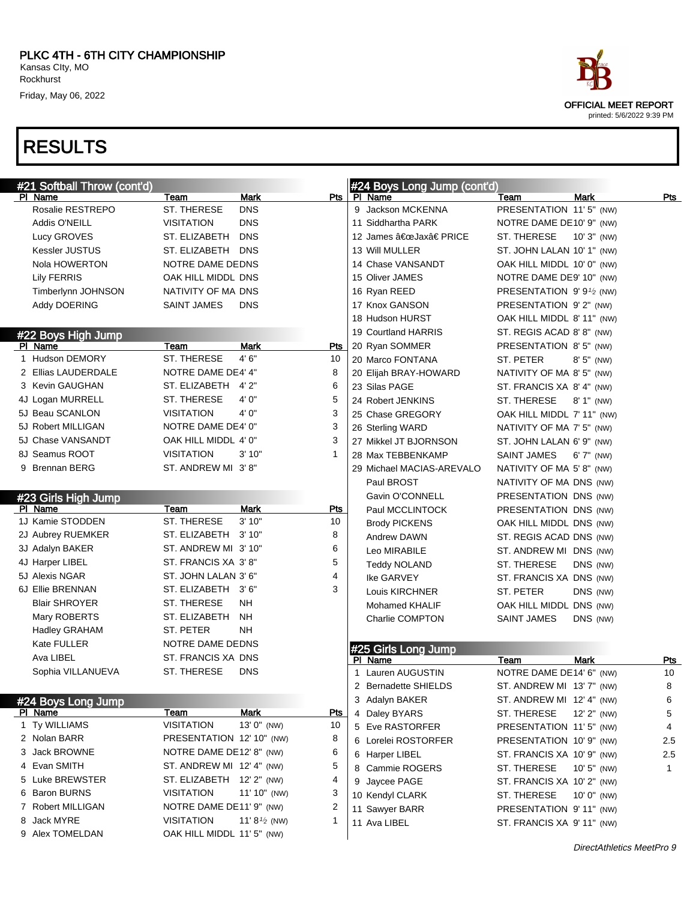# PLKC 4TH - 6TH CITY CHAMPIONSHIP

Kansas CIty, MO
Rockhurst
Friday, May 06, 2022

OFFICIAL MEET REPORT
printed: 5/6/2022 9:39 PM

## RESULTS

### #21 Softball Throw (cont'd)

| Pl | Name | Team | Mark | Pts |
|---|---|---|---|---|
| | Rosalie RESTREPO | ST. THERESE | DNS | |
| | Addis O'NEILL | VISITATION | DNS | |
| | Lucy GROVES | ST. ELIZABETH | DNS | |
| | Kessler JUSTUS | ST. ELIZABETH | DNS | |
| | Nola HOWERTON | NOTRE DAME DE | DNS | |
| | Lily FERRIS | OAK HILL MIDDL | DNS | |
| | Timberlynn JOHNSON | NATIVITY OF MA | DNS | |
| | Addy DOERING | SAINT JAMES | DNS | |

### #22 Boys High Jump

| Pl | Name | Team | Mark | Pts |
|---|---|---|---|---|
| 1 | Hudson DEMORY | ST. THERESE | 4' 6" | 10 |
| 2 | Ellias LAUDERDALE | NOTRE DAME DE | 4' 4" | 8 |
| 3 | Kevin GAUGHAN | ST. ELIZABETH | 4' 2" | 6 |
| 4J | Logan MURRELL | ST. THERESE | 4' 0" | 5 |
| 5J | Beau SCANLON | VISITATION | 4' 0" | 3 |
| 5J | Robert MILLIGAN | NOTRE DAME DE | 4' 0" | 3 |
| 5J | Chase VANSANDT | OAK HILL MIDDL | 4' 0" | 3 |
| 8J | Seamus ROOT | VISITATION | 3' 10" | 1 |
| 9 | Brennan BERG | ST. ANDREW MI | 3' 8" | |

### #23 Girls High Jump

| Pl | Name | Team | Mark | Pts |
|---|---|---|---|---|
| 1J | Kamie STODDEN | ST. THERESE | 3' 10" | 10 |
| 2J | Aubrey RUEMKER | ST. ELIZABETH | 3' 10" | 8 |
| 3J | Adalyn BAKER | ST. ANDREW MI | 3' 10" | 6 |
| 4J | Harper LIBEL | ST. FRANCIS XA | 3' 8" | 5 |
| 5J | Alexis NGAR | ST. JOHN LALAN | 3' 6" | 4 |
| 6J | Ellie BRENNAN | ST. ELIZABETH | 3' 6" | 3 |
| | Blair SHROYER | ST. THERESE | NH | |
| | Mary ROBERTS | ST. ELIZABETH | NH | |
| | Hadley GRAHAM | ST. PETER | NH | |
| | Kate FULLER | NOTRE DAME DE | DNS | |
| | Ava LIBEL | ST. FRANCIS XA | DNS | |
| | Sophia VILLANUEVA | ST. THERESE | DNS | |

### #24 Boys Long Jump

| Pl | Name | Team | Mark | Pts |
|---|---|---|---|---|
| 1 | Ty WILLIAMS | VISITATION | 13' 0" (NW) | 10 |
| 2 | Nolan BARR | PRESENTATION | 12' 10" (NW) | 8 |
| 3 | Jack BROWNE | NOTRE DAME DE | 12' 8" (NW) | 6 |
| 4 | Evan SMITH | ST. ANDREW MI | 12' 4" (NW) | 5 |
| 5 | Luke BREWSTER | ST. ELIZABETH | 12' 2" (NW) | 4 |
| 6 | Baron BURNS | VISITATION | 11' 10" (NW) | 3 |
| 7 | Robert MILLIGAN | NOTRE DAME DE | 11' 9" (NW) | 2 |
| 8 | Jack MYRE | VISITATION | 11' 8½ (NW) | 1 |
| 9 | Alex TOMELDAN | OAK HILL MIDDL | 11' 5" (NW) | |
| 9 | Jackson MCKENNA | PRESENTATION | 11' 5" (NW) | |
| 11 | Siddhartha PARK | NOTRE DAME DE | 10' 9" (NW) | |
| 12 | James â€œJaxâ€ PRICE | ST. THERESE | 10' 3" (NW) | |
| 13 | Will MULLER | ST. JOHN LALAN | 10' 1" (NW) | |
| 14 | Chase VANSANDT | OAK HILL MIDDL | 10' 0" (NW) | |
| 15 | Oliver JAMES | NOTRE DAME DE | 9' 10" (NW) | |
| 16 | Ryan REED | PRESENTATION | 9' 9½ (NW) | |
| 17 | Knox GANSON | PRESENTATION | 9' 2" (NW) | |
| 18 | Hudson HURST | OAK HILL MIDDL | 8' 11" (NW) | |
| 19 | Courtland HARRIS | ST. REGIS ACAD | 8' 8" (NW) | |
| 20 | Ryan SOMMER | PRESENTATION | 8' 5" (NW) | |
| 20 | Marco FONTANA | ST. PETER | 8' 5" (NW) | |
| 20 | Elijah BRAY-HOWARD | NATIVITY OF MA | 8' 5" (NW) | |
| 23 | Silas PAGE | ST. FRANCIS XA | 8' 4" (NW) | |
| 24 | Robert JENKINS | ST. THERESE | 8' 1" (NW) | |
| 25 | Chase GREGORY | OAK HILL MIDDL | 7' 11" (NW) | |
| 26 | Sterling WARD | NATIVITY OF MA | 7' 5" (NW) | |
| 27 | Mikkel JT BJORNSON | ST. JOHN LALAN | 6' 9" (NW) | |
| 28 | Max TEBBENKAMP | SAINT JAMES | 6' 7" (NW) | |
| 29 | Michael MACIAS-AREVALO | NATIVITY OF MA | 5' 8" (NW) | |
| | Paul BROST | NATIVITY OF MA | DNS (NW) | |
| | Gavin O'CONNELL | PRESENTATION | DNS (NW) | |
| | Paul MCCLINTOCK | PRESENTATION | DNS (NW) | |
| | Brody PICKENS | OAK HILL MIDDL | DNS (NW) | |
| | Andrew DAWN | ST. REGIS ACAD | DNS (NW) | |
| | Leo MIRABILE | ST. ANDREW MI | DNS (NW) | |
| | Teddy NOLAND | ST. THERESE | DNS (NW) | |
| | Ike GARVEY | ST. FRANCIS XA | DNS (NW) | |
| | Louis KIRCHNER | ST. PETER | DNS (NW) | |
| | Mohamed KHALIF | OAK HILL MIDDL | DNS (NW) | |
| | Charlie COMPTON | SAINT JAMES | DNS (NW) | |

### #25 Girls Long Jump

| Pl | Name | Team | Mark | Pts |
|---|---|---|---|---|
| 1 | Lauren AUGUSTIN | NOTRE DAME DE | 14' 6" (NW) | 10 |
| 2 | Bernadette SHIELDS | ST. ANDREW MI | 13' 7" (NW) | 8 |
| 3 | Adalyn BAKER | ST. ANDREW MI | 12' 4" (NW) | 6 |
| 4 | Daley BYARS | ST. THERESE | 12' 2" (NW) | 5 |
| 5 | Eve RASTORFER | PRESENTATION | 11' 5" (NW) | 4 |
| 6 | Lorelei ROSTORFER | PRESENTATION | 10' 9" (NW) | 2.5 |
| 6 | Harper LIBEL | ST. FRANCIS XA | 10' 9" (NW) | 2.5 |
| 8 | Cammie ROGERS | ST. THERESE | 10' 5" (NW) | 1 |
| 9 | Jaycee PAGE | ST. FRANCIS XA | 10' 2" (NW) | |
| 10 | Kendyl CLARK | ST. THERESE | 10' 0" (NW) | |
| 11 | Sawyer BARR | PRESENTATION | 9' 11" (NW) | |
| 11 | Ava LIBEL | ST. FRANCIS XA | 9' 11" (NW) | |

*DirectAthletics MeetPro 9*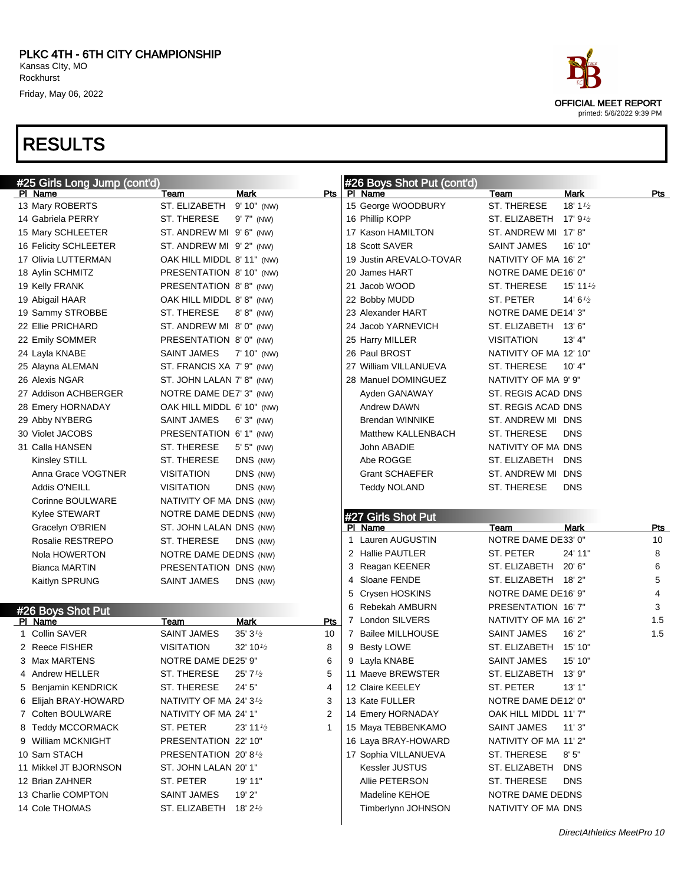# PLKC 4TH - 6TH CITY CHAMPIONSHIP

Kansas CIty, MO
Rockhurst
Friday, May 06, 2022

OFFICIAL MEET REPORT
printed: 5/6/2022 9:39 PM

# RESULTS

## #25 Girls Long Jump (cont'd)

| Pl | Name | Team | Mark | Pts |
|---|---|---|---|---|
| 13 | Mary ROBERTS | ST. ELIZABETH | 9' 10" (NW) | |
| 14 | Gabriela PERRY | ST. THERESE | 9' 7" (NW) | |
| 15 | Mary SCHLEETER | ST. ANDREW MI | 9' 6" (NW) | |
| 16 | Felicity SCHLEETER | ST. ANDREW MI | 9' 2" (NW) | |
| 17 | Olivia LUTTERMAN | OAK HILL MIDDL | 8' 11" (NW) | |
| 18 | Aylin SCHMITZ | PRESENTATION | 8' 10" (NW) | |
| 19 | Kelly FRANK | PRESENTATION | 8' 8" (NW) | |
| 19 | Abigail HAAR | OAK HILL MIDDL | 8' 8" (NW) | |
| 19 | Sammy STROBBE | ST. THERESE | 8' 8" (NW) | |
| 22 | Ellie PRICHARD | ST. ANDREW MI | 8' 0" (NW) | |
| 22 | Emily SOMMER | PRESENTATION | 8' 0" (NW) | |
| 24 | Layla KNABE | SAINT JAMES | 7' 10" (NW) | |
| 25 | Alayna ALEMAN | ST. FRANCIS XA | 7' 9" (NW) | |
| 26 | Alexis NGAR | ST. JOHN LALAN | 7' 8" (NW) | |
| 27 | Addison ACHBERGER | NOTRE DAME DE | 7' 3" (NW) | |
| 28 | Emery HORNADAY | OAK HILL MIDDL | 6' 10" (NW) | |
| 29 | Abby NYBERG | SAINT JAMES | 6' 3" (NW) | |
| 30 | Violet JACOBS | PRESENTATION | 6' 1" (NW) | |
| 31 | Calla HANSEN | ST. THERESE | 5' 5" (NW) | |
| | Kinsley STILL | ST. THERESE | DNS (NW) | |
| | Anna Grace VOGTNER | VISITATION | DNS (NW) | |
| | Addis O'NEILL | VISITATION | DNS (NW) | |
| | Corinne BOULWARE | NATIVITY OF MA | DNS (NW) | |
| | Kylee STEWART | NOTRE DAME DE | DNS (NW) | |
| | Gracelyn O'BRIEN | ST. JOHN LALAN | DNS (NW) | |
| | Rosalie RESTREPO | ST. THERESE | DNS (NW) | |
| | Nola HOWERTON | NOTRE DAME DE | DNS (NW) | |
| | Bianca MARTIN | PRESENTATION | DNS (NW) | |
| | Kaitlyn SPRUNG | SAINT JAMES | DNS (NW) | |

## #26 Boys Shot Put

| Pl | Name | Team | Mark | Pts |
|---|---|---|---|---|
| 1 | Collin SAVER | SAINT JAMES | 35' 3½ | 10 |
| 2 | Reece FISHER | VISITATION | 32' 10½ | 8 |
| 3 | Max MARTENS | NOTRE DAME DE | 25' 9" | 6 |
| 4 | Andrew HELLER | ST. THERESE | 25' 7½ | 5 |
| 5 | Benjamin KENDRICK | ST. THERESE | 24' 5" | 4 |
| 6 | Elijah BRAY-HOWARD | NATIVITY OF MA | 24' 3½ | 3 |
| 7 | Colten BOULWARE | NATIVITY OF MA | 24' 1" | 2 |
| 8 | Teddy MCCORMACK | ST. PETER | 23' 11½ | 1 |
| 9 | William MCKNIGHT | PRESENTATION | 22' 10" | |
| 10 | Sam STACH | PRESENTATION | 20' 8½ | |
| 11 | Mikkel JT BJORNSON | ST. JOHN LALAN | 20' 1" | |
| 12 | Brian ZAHNER | ST. PETER | 19' 11" | |
| 13 | Charlie COMPTON | SAINT JAMES | 19' 2" | |
| 14 | Cole THOMAS | ST. ELIZABETH | 18' 2½ | |
| 15 | George WOODBURY | ST. THERESE | 18' 1½ | |
| 16 | Phillip KOPP | ST. ELIZABETH | 17' 9½ | |
| 17 | Kason HAMILTON | ST. ANDREW MI | 17' 8" | |
| 18 | Scott SAVER | SAINT JAMES | 16' 10" | |
| 19 | Justin AREVALO-TOVAR | NATIVITY OF MA | 16' 2" | |
| 20 | James HART | NOTRE DAME DE | 16' 0" | |
| 21 | Jacob WOOD | ST. THERESE | 15' 11½ | |
| 22 | Bobby MUDD | ST. PETER | 14' 6½ | |
| 23 | Alexander HART | NOTRE DAME DE | 14' 3" | |
| 24 | Jacob YARNEVICH | ST. ELIZABETH | 13' 6" | |
| 25 | Harry MILLER | VISITATION | 13' 4" | |
| 26 | Paul BROST | NATIVITY OF MA | 12' 10" | |
| 27 | William VILLANUEVA | ST. THERESE | 10' 4" | |
| 28 | Manuel DOMINGUEZ | NATIVITY OF MA | 9' 9" | |
| | Ayden GANAWAY | ST. REGIS ACAD | DNS | |
| | Andrew DAWN | ST. REGIS ACAD | DNS | |
| | Brendan WINNIKE | ST. ANDREW MI | DNS | |
| | Matthew KALLENBACH | ST. THERESE | DNS | |
| | John ABADIE | NATIVITY OF MA | DNS | |
| | Abe ROGGE | ST. ELIZABETH | DNS | |
| | Grant SCHAEFER | ST. ANDREW MI | DNS | |
| | Teddy NOLAND | ST. THERESE | DNS | |

## #27 Girls Shot Put

| Pl | Name | Team | Mark | Pts |
|---|---|---|---|---|
| 1 | Lauren AUGUSTIN | NOTRE DAME DE | 33' 0" | 10 |
| 2 | Hallie PAUTLER | ST. PETER | 24' 11" | 8 |
| 3 | Reagan KEENER | ST. ELIZABETH | 20' 6" | 6 |
| 4 | Sloane FENDE | ST. ELIZABETH | 18' 2" | 5 |
| 5 | Crysen HOSKINS | NOTRE DAME DE | 16' 9" | 4 |
| 6 | Rebekah AMBURN | PRESENTATION | 16' 7" | 3 |
| 7 | London SILVERS | NATIVITY OF MA | 16' 2" | 1.5 |
| 7 | Bailee MILLHOUSE | SAINT JAMES | 16' 2" | 1.5 |
| 9 | Besty LOWE | ST. ELIZABETH | 15' 10" | |
| 9 | Layla KNABE | SAINT JAMES | 15' 10" | |
| 11 | Maeve BREWSTER | ST. ELIZABETH | 13' 9" | |
| 12 | Claire KEELEY | ST. PETER | 13' 1" | |
| 13 | Kate FULLER | NOTRE DAME DE | 12' 0" | |
| 14 | Emery HORNADAY | OAK HILL MIDDL | 11' 7" | |
| 15 | Maya TEBBENKAMO | SAINT JAMES | 11' 3" | |
| 16 | Laya BRAY-HOWARD | NATIVITY OF MA | 11' 2" | |
| 17 | Sophia VILLANUEVA | ST. THERESE | 8' 5" | |
| | Kessler JUSTUS | ST. ELIZABETH | DNS | |
| | Allie PETERSON | ST. THERESE | DNS | |
| | Madeline KEHOE | NOTRE DAME DE | DNS | |
| | Timberlynn JOHNSON | NATIVITY OF MA | DNS | |

DirectAthletics MeetPro 10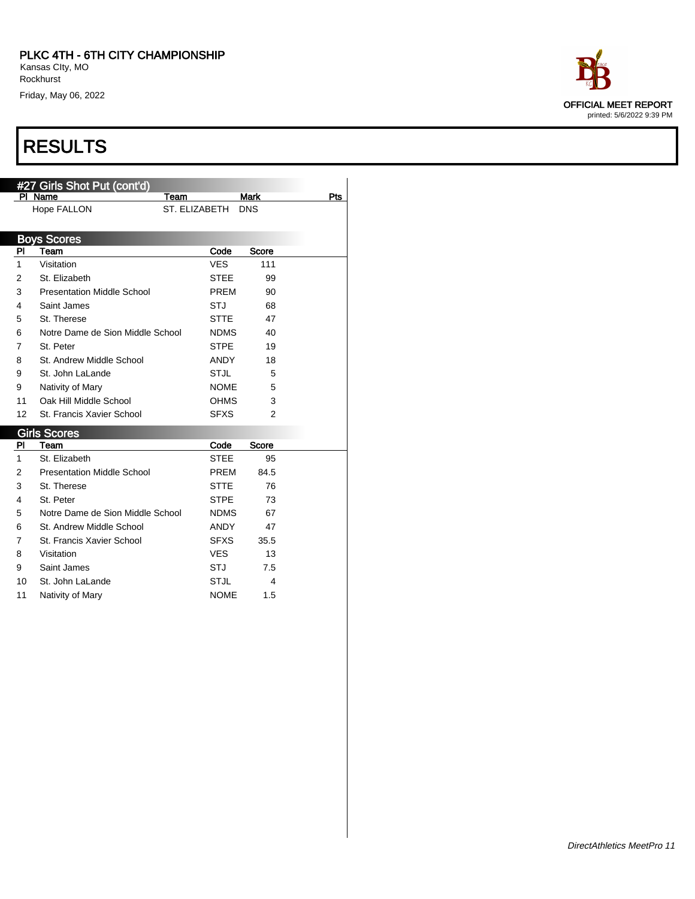# RESULTS

## #27 Girls Shot Put (cont'd)

| Pl | Name | Team | Mark | Pts |
|---|---|---|---|---|
| | Hope FALLON | ST. ELIZABETH | DNS | |

## Boys Scores

| Pl | Team | Code | Score |
|---|---|---|---|
| 1 | Visitation | VES | 111 |
| 2 | St. Elizabeth | STEE | 99 |
| 3 | Presentation Middle School | PREM | 90 |
| 4 | Saint James | STJ | 68 |
| 5 | St. Therese | STTE | 47 |
| 6 | Notre Dame de Sion Middle School | NDMS | 40 |
| 7 | St. Peter | STPE | 19 |
| 8 | St. Andrew Middle School | ANDY | 18 |
| 9 | St. John LaLande | STJL | 5 |
| 9 | Nativity of Mary | NOME | 5 |
| 11 | Oak Hill Middle School | OHMS | 3 |
| 12 | St. Francis Xavier School | SFXS | 2 |

## Girls Scores

| Pl | Team | Code | Score |
|---|---|---|---|
| 1 | St. Elizabeth | STEE | 95 |
| 2 | Presentation Middle School | PREM | 84.5 |
| 3 | St. Therese | STTE | 76 |
| 4 | St. Peter | STPE | 73 |
| 5 | Notre Dame de Sion Middle School | NDMS | 67 |
| 6 | St. Andrew Middle School | ANDY | 47 |
| 7 | St. Francis Xavier School | SFXS | 35.5 |
| 8 | Visitation | VES | 13 |
| 9 | Saint James | STJ | 7.5 |
| 10 | St. John LaLande | STJL | 4 |
| 11 | Nativity of Mary | NOME | 1.5 |